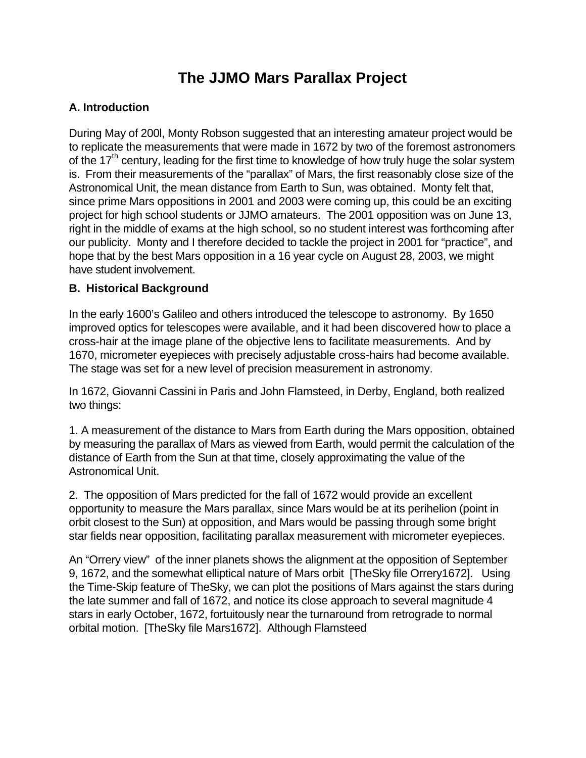# The JJMO Mars Parallax Project

## A. Introduction

During May of 200l, Monty Robson suggested that an interesting amateur project would be to replicate the measurements that were made in 1672 by two of the foremost astronomers of the 17th century, leading for the first time to knowledge of how truly huge the solar system is. From their measurements of the "parallax" of Mars, the first reasonably close size of the Astronomical Unit, the mean distance from Earth to Sun, was obtained. Monty felt that, since prime Mars oppositions in 2001 and 2003 were coming up, this could be an exciting project for high school students or JJMO amateurs. The 2001 opposition was on June 13, right in the middle of exams at the high school, so no student interest was forthcoming after our publicity. Monty and I therefore decided to tackle the project in 2001 for "practice", and hope that by the best Mars opposition in a 16 year cycle on August 28, 2003, we might have student involvement.

## B. Historical Background

In the early 1600's Galileo and others introduced the telescope to astronomy. By 1650 improved optics for telescopes were available, and it had been discovered how to place a cross-hair at the image plane of the objective lens to facilitate measurements. And by 1670, micrometer eyepieces with precisely adjustable cross-hairs had become available. The stage was set for a new level of precision measurement in astronomy.

In 1672, Giovanni Cassini in Paris and John Flamsteed, in Derby, England, both realized two things:

1. A measurement of the distance to Mars from Earth during the Mars opposition, obtained by measuring the parallax of Mars as viewed from Earth, would permit the calculation of the distance of Earth from the Sun at that time, closely approximating the value of the Astronomical Unit.

2. The opposition of Mars predicted for the fall of 1672 would provide an excellent opportunity to measure the Mars parallax, since Mars would be at its perihelion (point in orbit closest to the Sun) at opposition, and Mars would be passing through some bright star fields near opposition, facilitating parallax measurement with micrometer eyepieces.

An "Orrery view" of the inner planets shows the alignment at the opposition of September 9, 1672, and the somewhat elliptical nature of Mars orbit [TheSky file Orrery1672]. Using the Time-Skip feature of TheSky, we can plot the positions of Mars against the stars during the late summer and fall of 1672, and notice its close approach to several magnitude 4 stars in early October, 1672, fortuitously near the turnaround from retrograde to normal orbital motion. [TheSky file Mars1672]. Although Flamsteed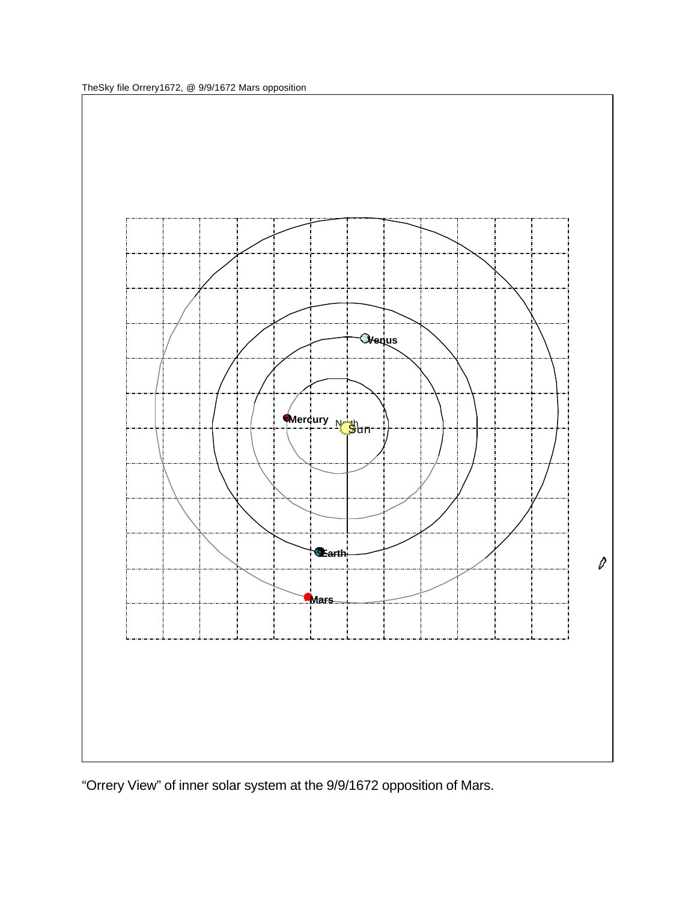TheSky file Orrery1672, @ 9/9/1672 Mars opposition

Venus

Mercury

North

Sun

Earth

Mars

“Orrery View” of inner solar system at the 9/9/1672 opposition of Mars.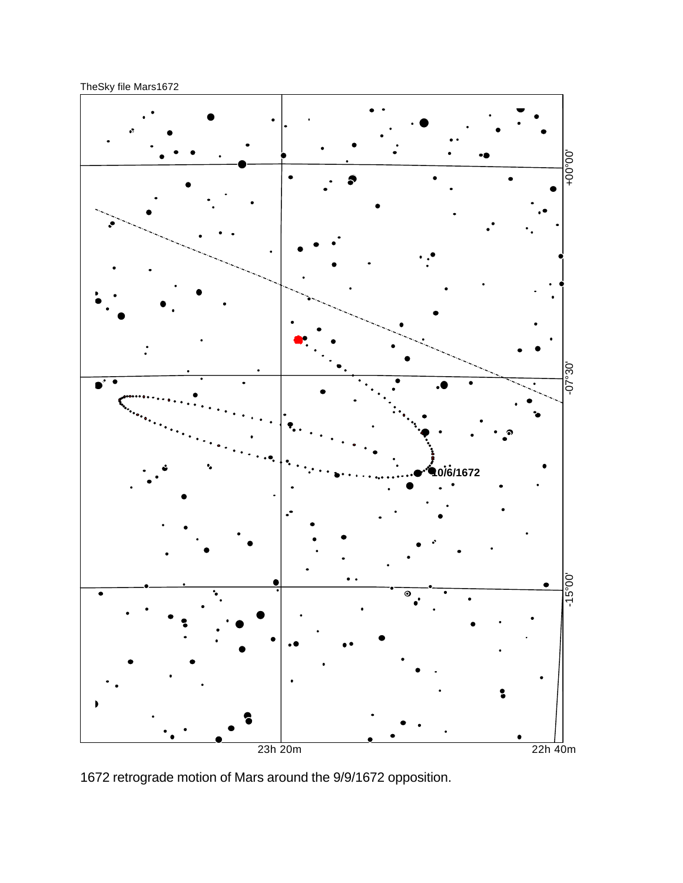TheSky file Mars1672

10/6/1672

+00°00'

-07°30'

-15°00'

23h 20m

22h 40m

1672 retrograde motion of Mars around the 9/9/1672 opposition.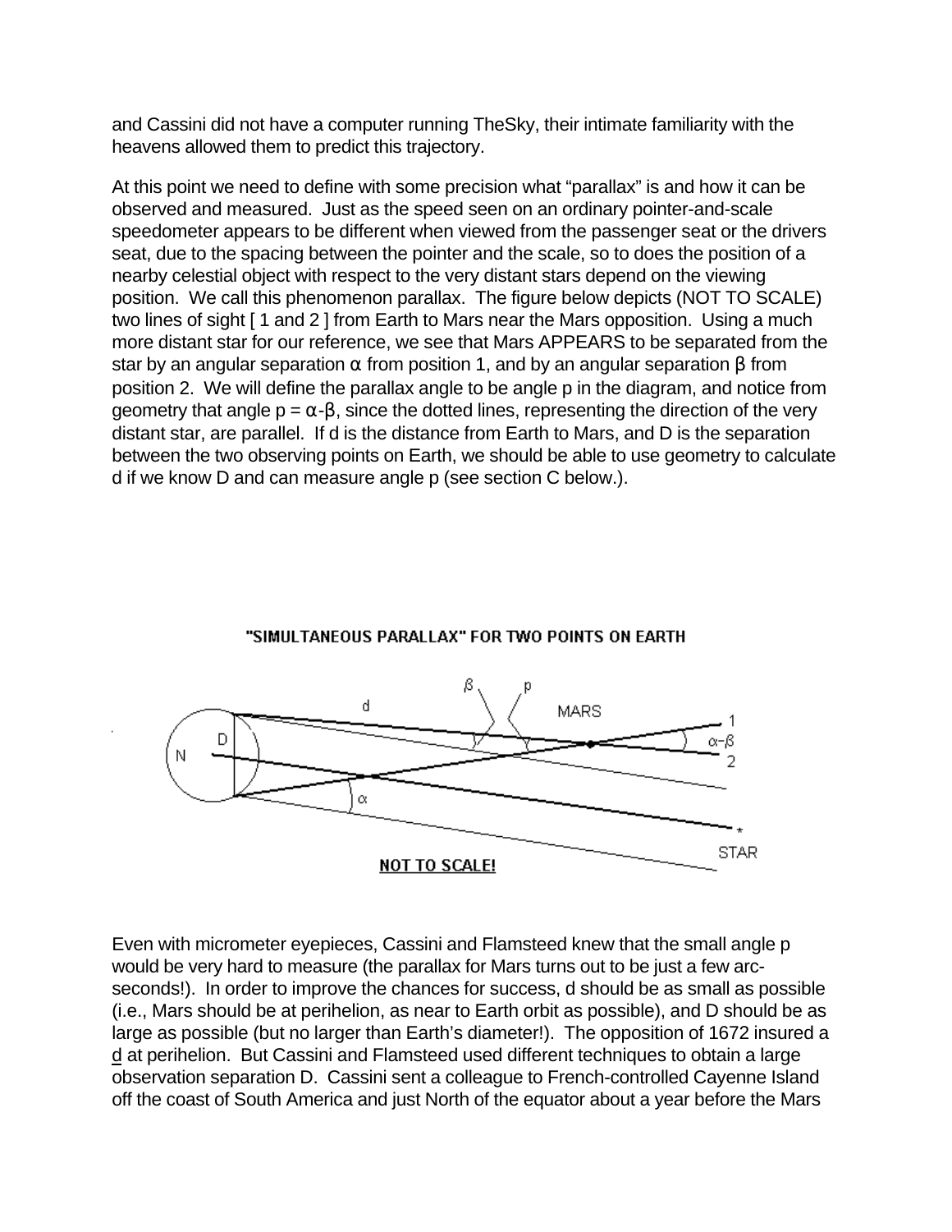and Cassini did not have a computer running TheSky, their intimate familiarity with the heavens allowed them to predict this trajectory.

At this point we need to define with some precision what "parallax" is and how it can be observed and measured. Just as the speed seen on an ordinary pointer-and-scale speedometer appears to be different when viewed from the passenger seat or the drivers seat, due to the spacing between the pointer and the scale, so to does the position of a nearby celestial object with respect to the very distant stars depend on the viewing position. We call this phenomenon parallax. The figure below depicts (NOT TO SCALE) two lines of sight [ 1 and 2 ] from Earth to Mars near the Mars opposition. Using a much more distant star for our reference, we see that Mars APPEARS to be separated from the star by an angular separation $\alpha$ from position 1, and by an angular separation $\beta$ from position 2. We will define the parallax angle to be angle p in the diagram, and notice from geometry that angle $p = \alpha - \beta$, since the dotted lines, representing the direction of the very distant star, are parallel. If d is the distance from Earth to Mars, and D is the separation between the two observing points on Earth, we should be able to use geometry to calculate d if we know D and can measure angle p (see section C below.).

"SIMULTANEOUS PARALLAX" FOR TWO POINTS ON EARTH

NOT TO SCALE!

Even with micrometer eyepieces, Cassini and Flamsteed knew that the small angle p would be very hard to measure (the parallax for Mars turns out to be just a few arc-seconds!). In order to improve the chances for success, d should be as small as possible (i.e., Mars should be at perihelion, as near to Earth orbit as possible), and D should be as large as possible (but no larger than Earth's diameter!). The opposition of 1672 insured a d at perihelion. But Cassini and Flamsteed used different techniques to obtain a large observation separation D. Cassini sent a colleague to French-controlled Cayenne Island off the coast of South America and just North of the equator about a year before the Mars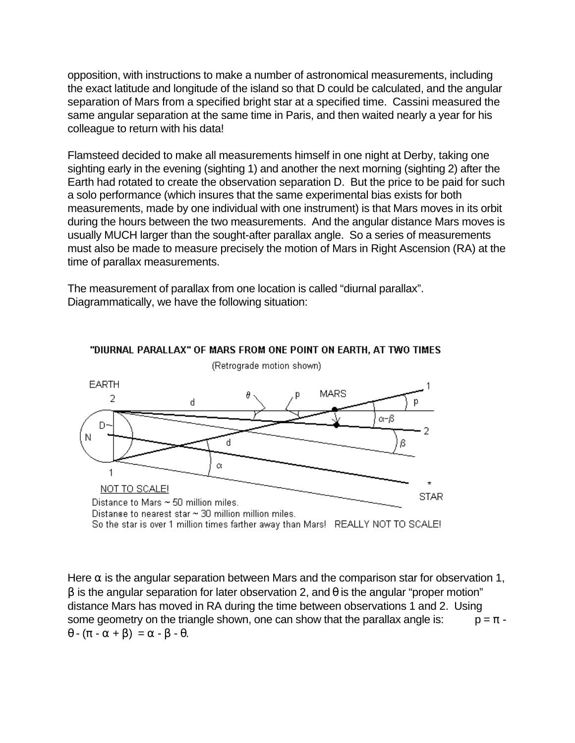opposition, with instructions to make a number of astronomical measurements, including the exact latitude and longitude of the island so that D could be calculated, and the angular separation of Mars from a specified bright star at a specified time. Cassini measured the same angular separation at the same time in Paris, and then waited nearly a year for his colleague to return with his data!

Flamsteed decided to make all measurements himself in one night at Derby, taking one sighting early in the evening (sighting 1) and another the next morning (sighting 2) after the Earth had rotated to create the observation separation D. But the price to be paid for such a solo performance (which insures that the same experimental bias exists for both measurements, made by one individual with one instrument) is that Mars moves in its orbit during the hours between the two measurements. And the angular distance Mars moves is usually MUCH larger than the sought-after parallax angle. So a series of measurements must also be made to measure precisely the motion of Mars in Right Ascension (RA) at the time of parallax measurements.

The measurement of parallax from one location is called “diurnal parallax”. Diagrammatically, we have the following situation:

"DIURNAL PARALLAX" OF MARS FROM ONE POINT ON EARTH, AT TWO TIMES

(Retrograde motion shown)

NOT TO SCALE!
Distance to Mars ~ 50 million miles.
Distance to nearest star ~ 30 million million miles.
So the star is over 1 million times farther away than Mars! REALLY NOT TO SCALE!

Here $\alpha$ is the angular separation between Mars and the comparison star for observation 1, $\beta$ is the angular separation for later observation 2, and $\theta$ is the angular “proper motion” distance Mars has moved in RA during the time between observations 1 and 2. Using some geometry on the triangle shown, one can show that the parallax angle is: $p = \pi - \theta - (\pi - \alpha + \beta) = \alpha - \beta - \theta$.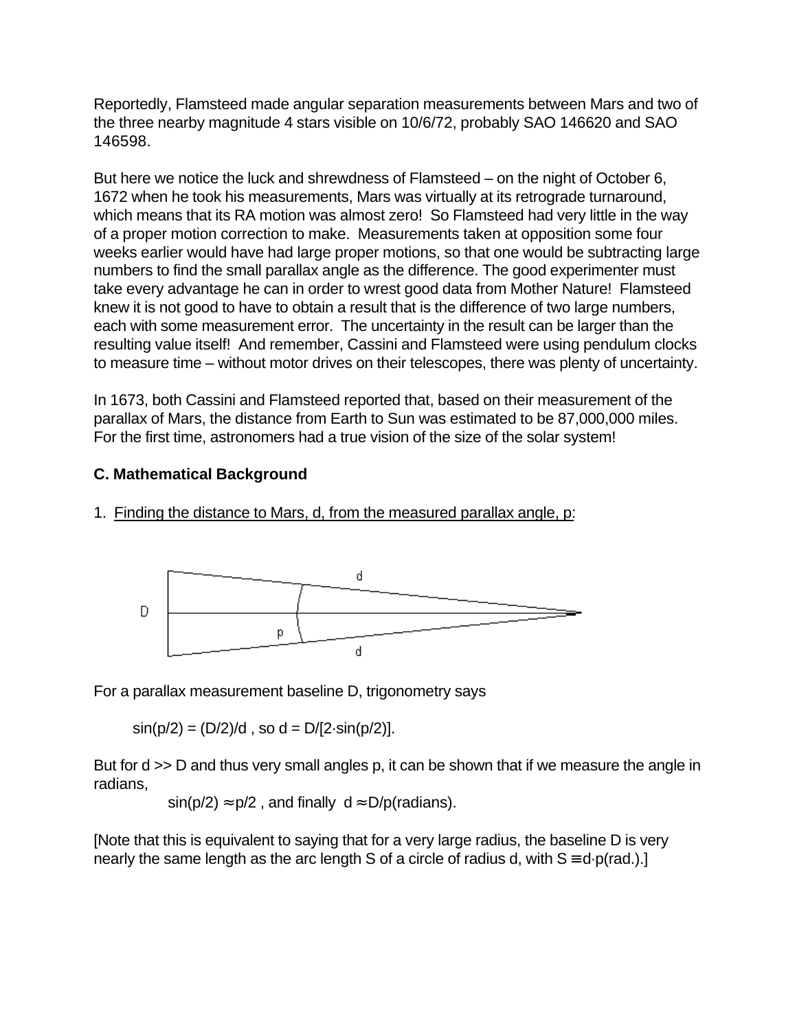Reportedly, Flamsteed made angular separation measurements between Mars and two of the three nearby magnitude 4 stars visible on 10/6/72, probably SAO 146620 and SAO 146598.

But here we notice the luck and shrewdness of Flamsteed – on the night of October 6, 1672 when he took his measurements, Mars was virtually at its retrograde turnaround, which means that its RA motion was almost zero! So Flamsteed had very little in the way of a proper motion correction to make. Measurements taken at opposition some four weeks earlier would have had large proper motions, so that one would be subtracting large numbers to find the small parallax angle as the difference. The good experimenter must take every advantage he can in order to wrest good data from Mother Nature! Flamsteed knew it is not good to have to obtain a result that is the difference of two large numbers, each with some measurement error. The uncertainty in the result can be larger than the resulting value itself! And remember, Cassini and Flamsteed were using pendulum clocks to measure time – without motor drives on their telescopes, there was plenty of uncertainty.

In 1673, both Cassini and Flamsteed reported that, based on their measurement of the parallax of Mars, the distance from Earth to Sun was estimated to be 87,000,000 miles. For the first time, astronomers had a true vision of the size of the solar system!

## C. Mathematical Background

1. <u>Finding the distance to Mars, d, from the measured parallax angle, p</u>:

For a parallax measurement baseline D, trigonometry says

$$\sin(p/2) = (D/2)/d \text{ , so } d = D/[2\cdot\sin(p/2)].$$

But for d >> D and thus very small angles p, it can be shown that if we measure the angle in radians,

$$\sin(p/2) \approx p/2 \text{ , and finally } d \approx D/p(\text{radians}).$$

[Note that this is equivalent to saying that for a very large radius, the baseline D is very nearly the same length as the arc length S of a circle of radius d, with $S \equiv d\cdot p(\text{rad.})$.]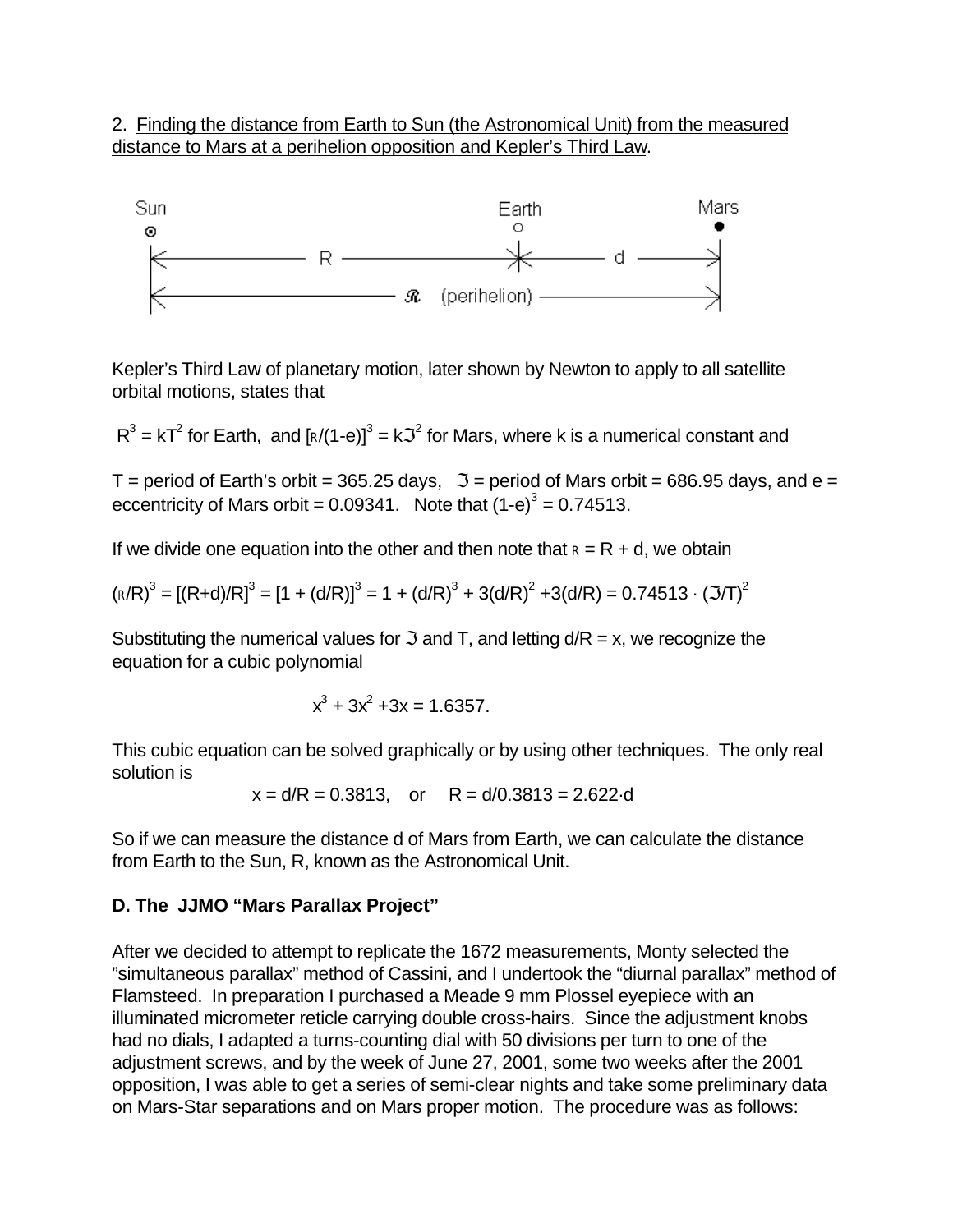2. Finding the distance from Earth to Sun (the Astronomical Unit) from the measured distance to Mars at a perihelion opposition and Kepler's Third Law.

Kepler's Third Law of planetary motion, later shown by Newton to apply to all satellite orbital motions, states that

$R^3 = kT^2$ for Earth, and $[\mathcal{R}/(1-e)]^3 = k\mathfrak{I}^2$ for Mars, where k is a numerical constant and

$T$ = period of Earth's orbit = 365.25 days, $\mathfrak{I}$ = period of Mars orbit = 686.95 days, and $e$ = eccentricity of Mars orbit = 0.09341. Note that $(1-e)^3 = 0.74513$.

If we divide one equation into the other and then note that $\mathcal{R} = R + d$, we obtain

$$(\mathcal{R}/R)^3 = [(R+d)/R]^3 = [1 + (d/R)]^3 = 1 + (d/R)^3 + 3(d/R)^2 + 3(d/R) = 0.74513 \cdot (\mathfrak{I}/T)^2$$

Substituting the numerical values for $\mathfrak{I}$ and T, and letting $d/R = x$, we recognize the equation for a cubic polynomial

$$x^3 + 3x^2 + 3x = 1.6357.$$

This cubic equation can be solved graphically or by using other techniques. The only real solution is

$$x = d/R = 0.3813, \quad \text{or} \quad R = d/0.3813 = 2.622 \cdot d$$

So if we can measure the distance d of Mars from Earth, we can calculate the distance from Earth to the Sun, R, known as the Astronomical Unit.

**D. The JJMO "Mars Parallax Project"**

After we decided to attempt to replicate the 1672 measurements, Monty selected the "simultaneous parallax" method of Cassini, and I undertook the "diurnal parallax" method of Flamsteed. In preparation I purchased a Meade 9 mm Plossel eyepiece with an illuminated micrometer reticle carrying double cross-hairs. Since the adjustment knobs had no dials, I adapted a turns-counting dial with 50 divisions per turn to one of the adjustment screws, and by the week of June 27, 2001, some two weeks after the 2001 opposition, I was able to get a series of semi-clear nights and take some preliminary data on Mars-Star separations and on Mars proper motion. The procedure was as follows: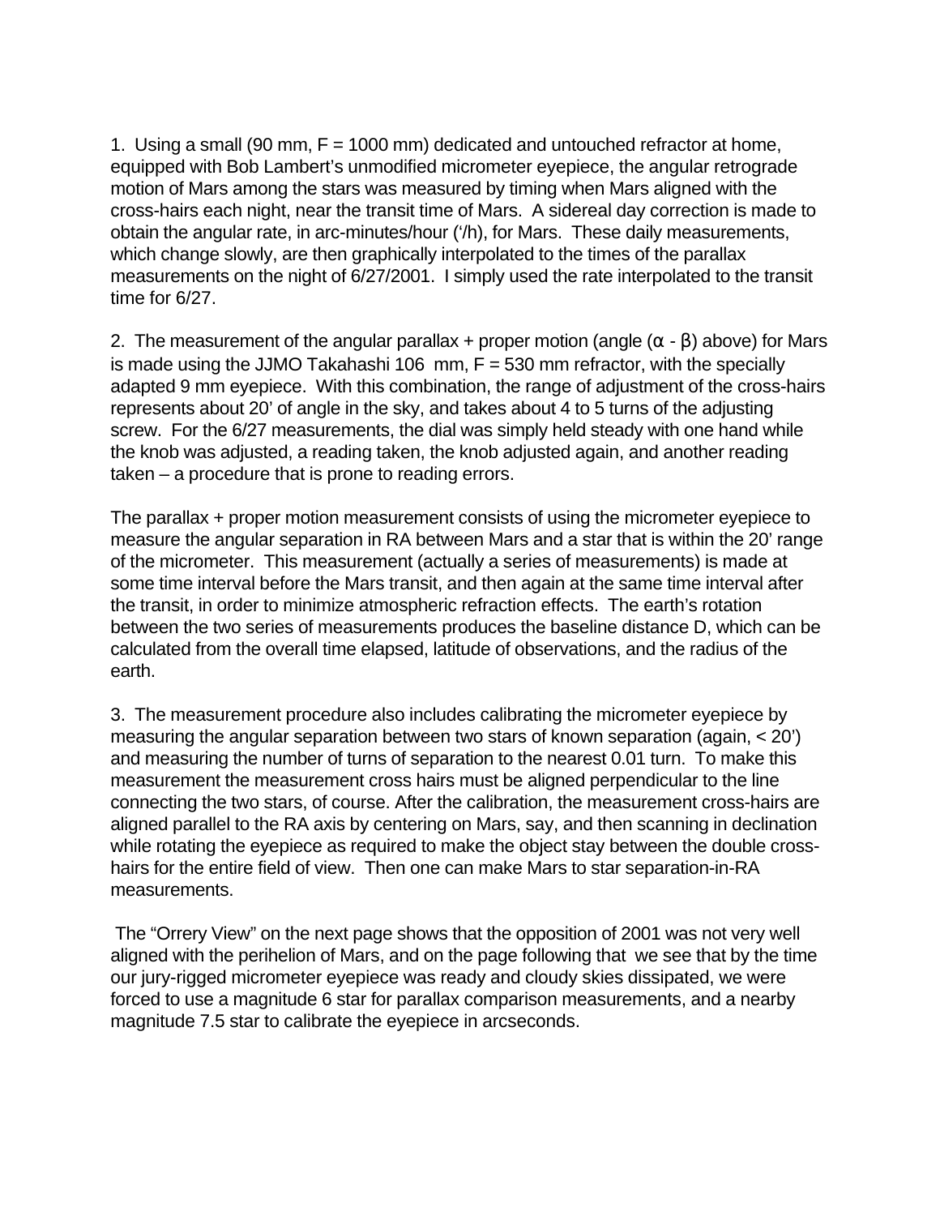1. Using a small (90 mm, F = 1000 mm) dedicated and untouched refractor at home, equipped with Bob Lambert's unmodified micrometer eyepiece, the angular retrograde motion of Mars among the stars was measured by timing when Mars aligned with the cross-hairs each night, near the transit time of Mars. A sidereal day correction is made to obtain the angular rate, in arc-minutes/hour ('/h), for Mars. These daily measurements, which change slowly, are then graphically interpolated to the times of the parallax measurements on the night of 6/27/2001. I simply used the rate interpolated to the transit time for 6/27.

2. The measurement of the angular parallax + proper motion (angle ($\alpha$ - $\beta$) above) for Mars is made using the JJMO Takahashi 106 mm, F = 530 mm refractor, with the specially adapted 9 mm eyepiece. With this combination, the range of adjustment of the cross-hairs represents about 20' of angle in the sky, and takes about 4 to 5 turns of the adjusting screw. For the 6/27 measurements, the dial was simply held steady with one hand while the knob was adjusted, a reading taken, the knob adjusted again, and another reading taken – a procedure that is prone to reading errors.

The parallax + proper motion measurement consists of using the micrometer eyepiece to measure the angular separation in RA between Mars and a star that is within the 20' range of the micrometer. This measurement (actually a series of measurements) is made at some time interval before the Mars transit, and then again at the same time interval after the transit, in order to minimize atmospheric refraction effects. The earth's rotation between the two series of measurements produces the baseline distance D, which can be calculated from the overall time elapsed, latitude of observations, and the radius of the earth.

3. The measurement procedure also includes calibrating the micrometer eyepiece by measuring the angular separation between two stars of known separation (again, < 20') and measuring the number of turns of separation to the nearest 0.01 turn. To make this measurement the measurement cross hairs must be aligned perpendicular to the line connecting the two stars, of course. After the calibration, the measurement cross-hairs are aligned parallel to the RA axis by centering on Mars, say, and then scanning in declination while rotating the eyepiece as required to make the object stay between the double cross-hairs for the entire field of view. Then one can make Mars to star separation-in-RA measurements.

The "Orrery View" on the next page shows that the opposition of 2001 was not very well aligned with the perihelion of Mars, and on the page following that we see that by the time our jury-rigged micrometer eyepiece was ready and cloudy skies dissipated, we were forced to use a magnitude 6 star for parallax comparison measurements, and a nearby magnitude 7.5 star to calibrate the eyepiece in arcseconds.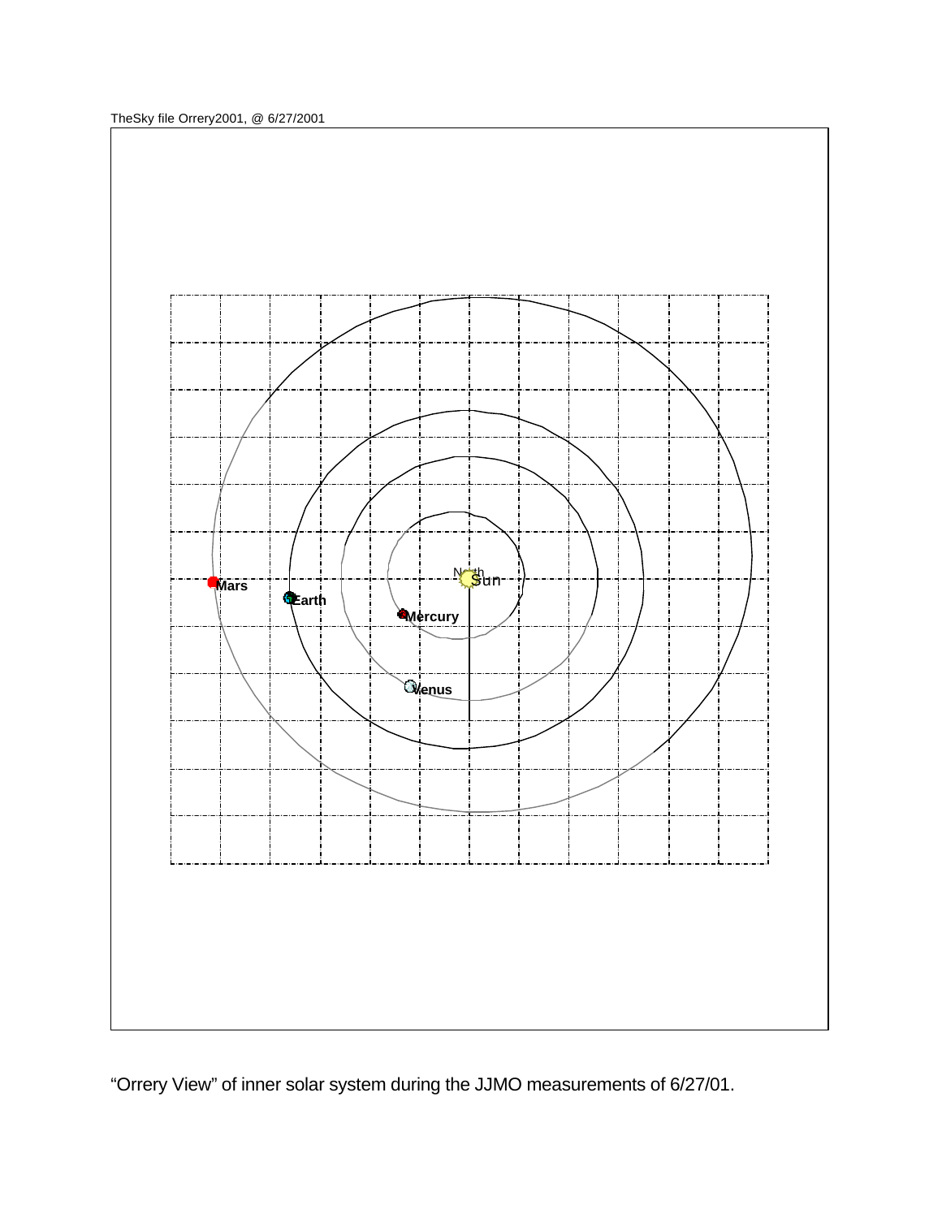TheSky file Orrery2001, @ 6/27/2001

Mars

Earth

Mercury

Venus

North

Sun

"Orrery View" of inner solar system during the JJMO measurements of 6/27/01.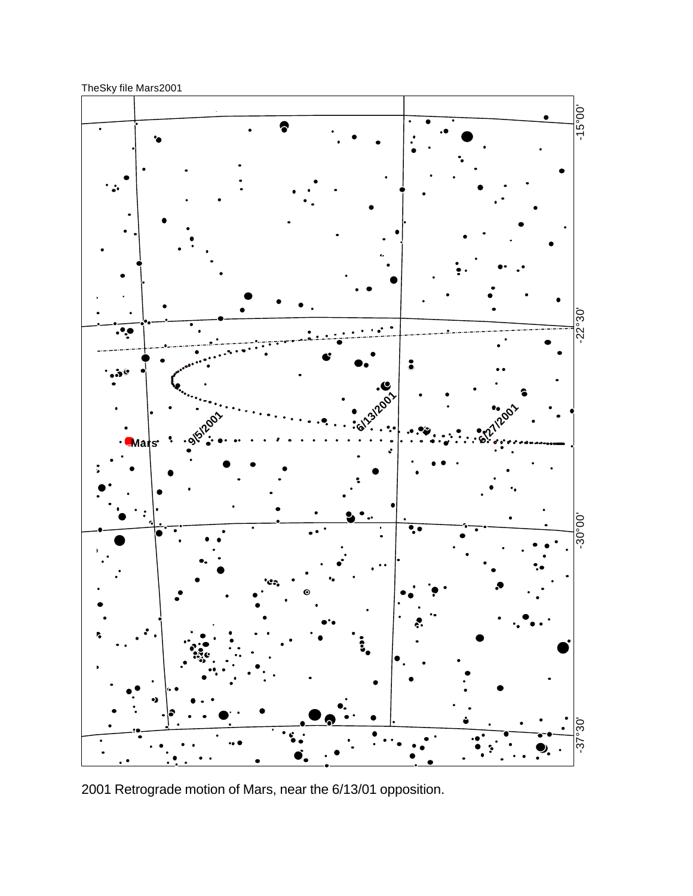TheSky file Mars2001

2001 Retrograde motion of Mars, near the 6/13/01 opposition.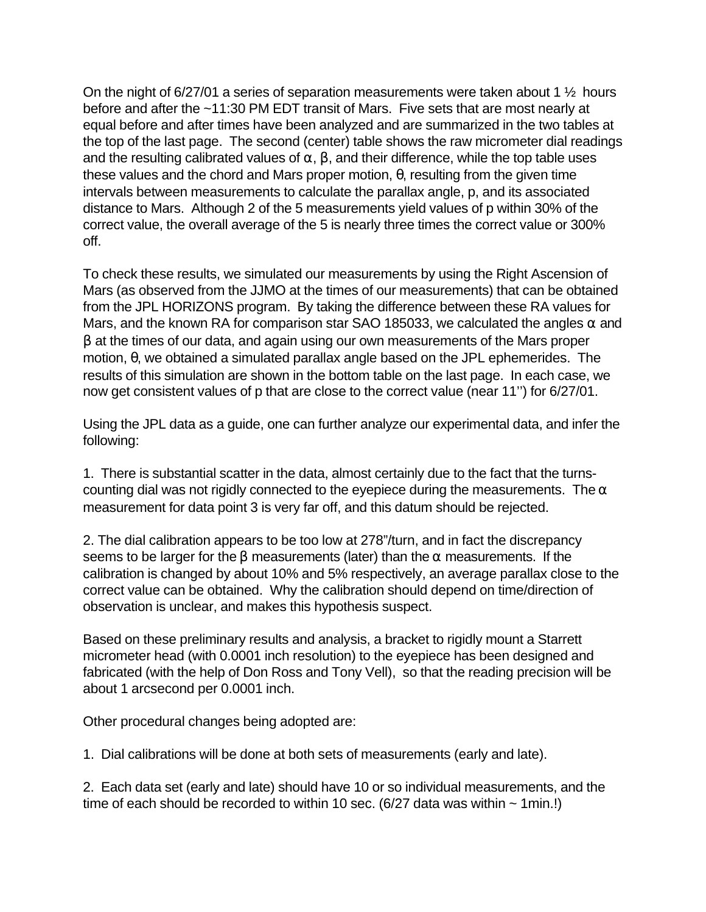On the night of 6/27/01 a series of separation measurements were taken about 1 ½ hours before and after the ~11:30 PM EDT transit of Mars. Five sets that are most nearly at equal before and after times have been analyzed and are summarized in the two tables at the top of the last page. The second (center) table shows the raw micrometer dial readings and the resulting calibrated values of $\alpha$, $\beta$, and their difference, while the top table uses these values and the chord and Mars proper motion, $\theta$, resulting from the given time intervals between measurements to calculate the parallax angle, p, and its associated distance to Mars. Although 2 of the 5 measurements yield values of p within 30% of the correct value, the overall average of the 5 is nearly three times the correct value or 300% off.

To check these results, we simulated our measurements by using the Right Ascension of Mars (as observed from the JJMO at the times of our measurements) that can be obtained from the JPL HORIZONS program. By taking the difference between these RA values for Mars, and the known RA for comparison star SAO 185033, we calculated the angles $\alpha$ and $\beta$ at the times of our data, and again using our own measurements of the Mars proper motion, $\theta$, we obtained a simulated parallax angle based on the JPL ephemerides. The results of this simulation are shown in the bottom table on the last page. In each case, we now get consistent values of p that are close to the correct value (near 11'') for 6/27/01.

Using the JPL data as a guide, one can further analyze our experimental data, and infer the following:

1. There is substantial scatter in the data, almost certainly due to the fact that the turns-counting dial was not rigidly connected to the eyepiece during the measurements. The $\alpha$ measurement for data point 3 is very far off, and this datum should be rejected.

2. The dial calibration appears to be too low at 278"/turn, and in fact the discrepancy seems to be larger for the $\beta$ measurements (later) than the $\alpha$ measurements. If the calibration is changed by about 10% and 5% respectively, an average parallax close to the correct value can be obtained. Why the calibration should depend on time/direction of observation is unclear, and makes this hypothesis suspect.

Based on these preliminary results and analysis, a bracket to rigidly mount a Starrett micrometer head (with 0.0001 inch resolution) to the eyepiece has been designed and fabricated (with the help of Don Ross and Tony Vell), so that the reading precision will be about 1 arcsecond per 0.0001 inch.

Other procedural changes being adopted are:

1. Dial calibrations will be done at both sets of measurements (early and late).

2. Each data set (early and late) should have 10 or so individual measurements, and the time of each should be recorded to within 10 sec. (6/27 data was within ~ 1min.!)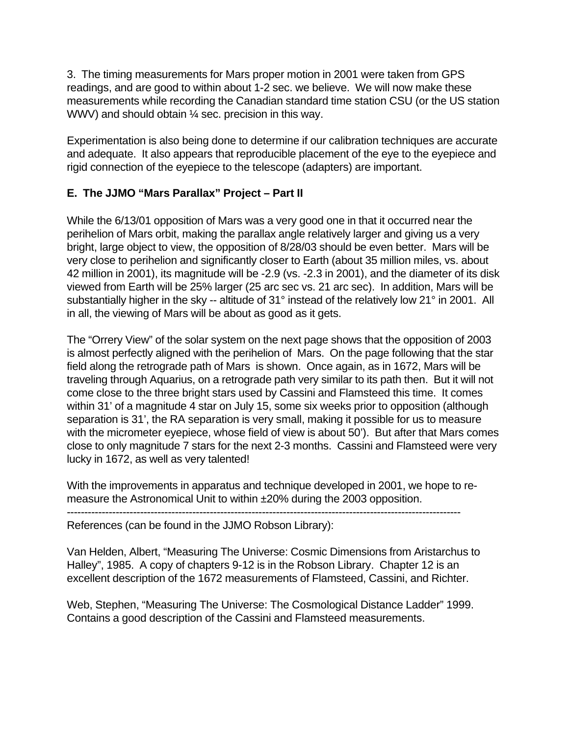3. The timing measurements for Mars proper motion in 2001 were taken from GPS readings, and are good to within about 1-2 sec. we believe. We will now make these measurements while recording the Canadian standard time station CSU (or the US station WWV) and should obtain ¼ sec. precision in this way.

Experimentation is also being done to determine if our calibration techniques are accurate and adequate. It also appears that reproducible placement of the eye to the eyepiece and rigid connection of the eyepiece to the telescope (adapters) are important.

### E. The JJMO "Mars Parallax" Project – Part II

While the 6/13/01 opposition of Mars was a very good one in that it occurred near the perihelion of Mars orbit, making the parallax angle relatively larger and giving us a very bright, large object to view, the opposition of 8/28/03 should be even better. Mars will be very close to perihelion and significantly closer to Earth (about 35 million miles, vs. about 42 million in 2001), its magnitude will be -2.9 (vs. -2.3 in 2001), and the diameter of its disk viewed from Earth will be 25% larger (25 arc sec vs. 21 arc sec). In addition, Mars will be substantially higher in the sky -- altitude of 31° instead of the relatively low 21° in 2001. All in all, the viewing of Mars will be about as good as it gets.

The "Orrery View" of the solar system on the next page shows that the opposition of 2003 is almost perfectly aligned with the perihelion of Mars. On the page following that the star field along the retrograde path of Mars is shown. Once again, as in 1672, Mars will be traveling through Aquarius, on a retrograde path very similar to its path then. But it will not come close to the three bright stars used by Cassini and Flamsteed this time. It comes within 31' of a magnitude 4 star on July 15, some six weeks prior to opposition (although separation is 31', the RA separation is very small, making it possible for us to measure with the micrometer eyepiece, whose field of view is about 50'). But after that Mars comes close to only magnitude 7 stars for the next 2-3 months. Cassini and Flamsteed were very lucky in 1672, as well as very talented!

With the improvements in apparatus and technique developed in 2001, we hope to re-measure the Astronomical Unit to within ±20% during the 2003 opposition.

---

References (can be found in the JJMO Robson Library):

Van Helden, Albert, "Measuring The Universe: Cosmic Dimensions from Aristarchus to Halley", 1985. A copy of chapters 9-12 is in the Robson Library. Chapter 12 is an excellent description of the 1672 measurements of Flamsteed, Cassini, and Richter.

Web, Stephen, "Measuring The Universe: The Cosmological Distance Ladder" 1999. Contains a good description of the Cassini and Flamsteed measurements.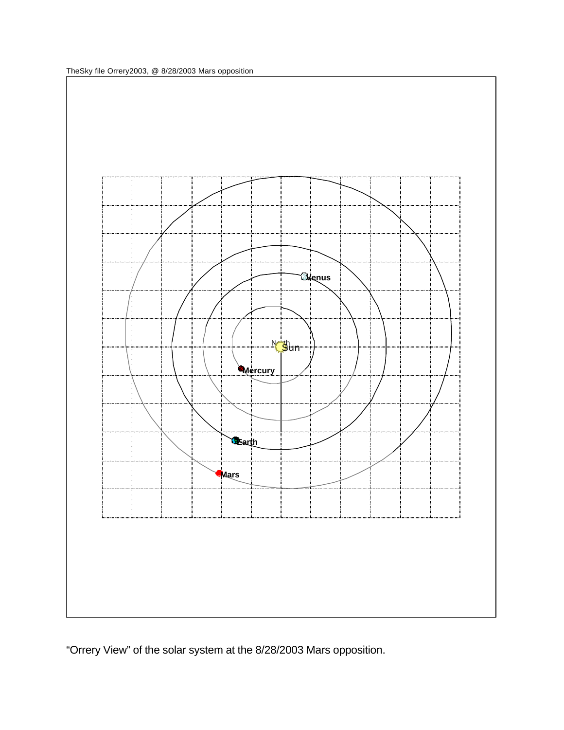TheSky file Orrery2003, @ 8/28/2003 Mars opposition

“Orrery View” of the solar system at the 8/28/2003 Mars opposition.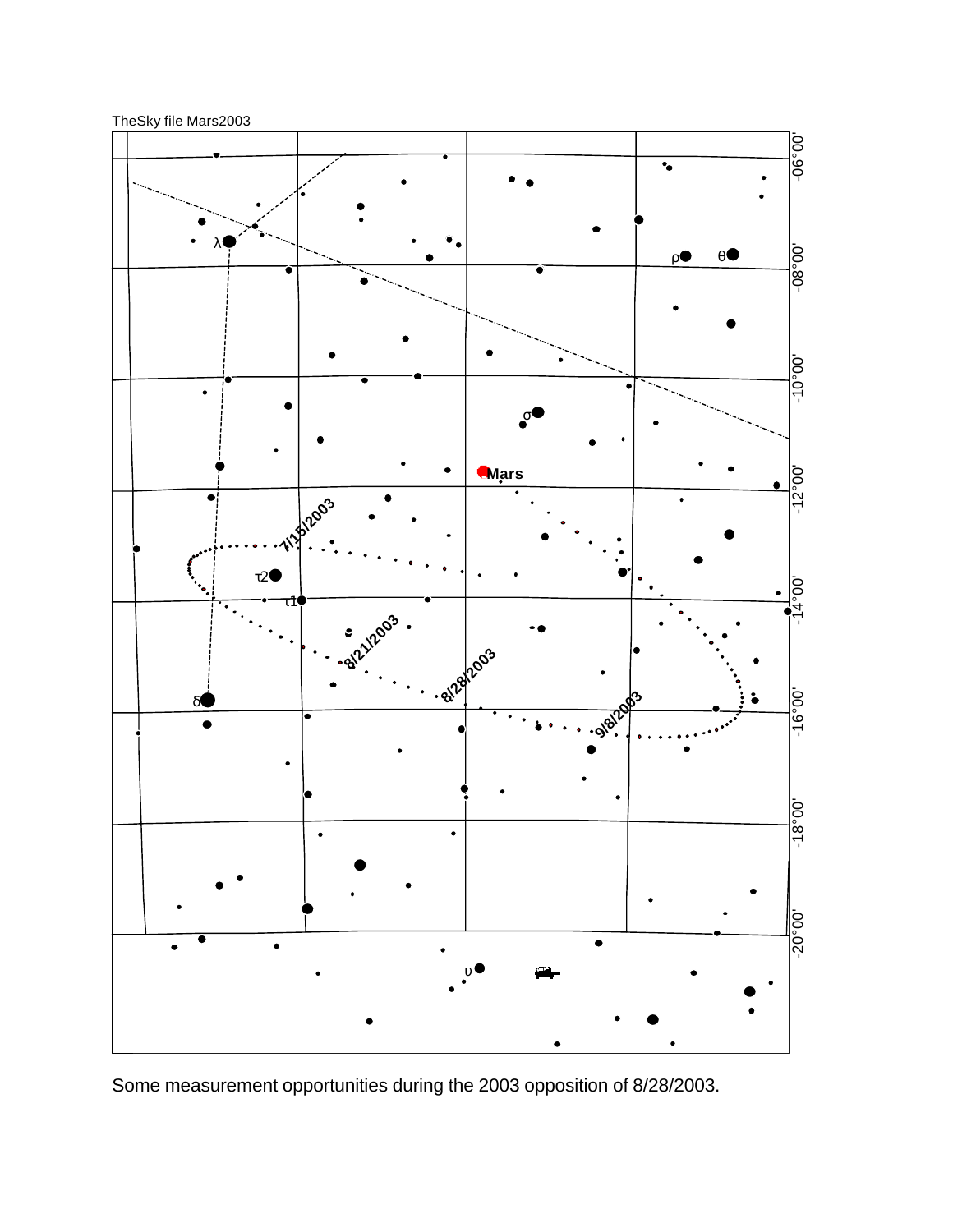TheSky file Mars2003

Some measurement opportunities during the 2003 opposition of 8/28/2003.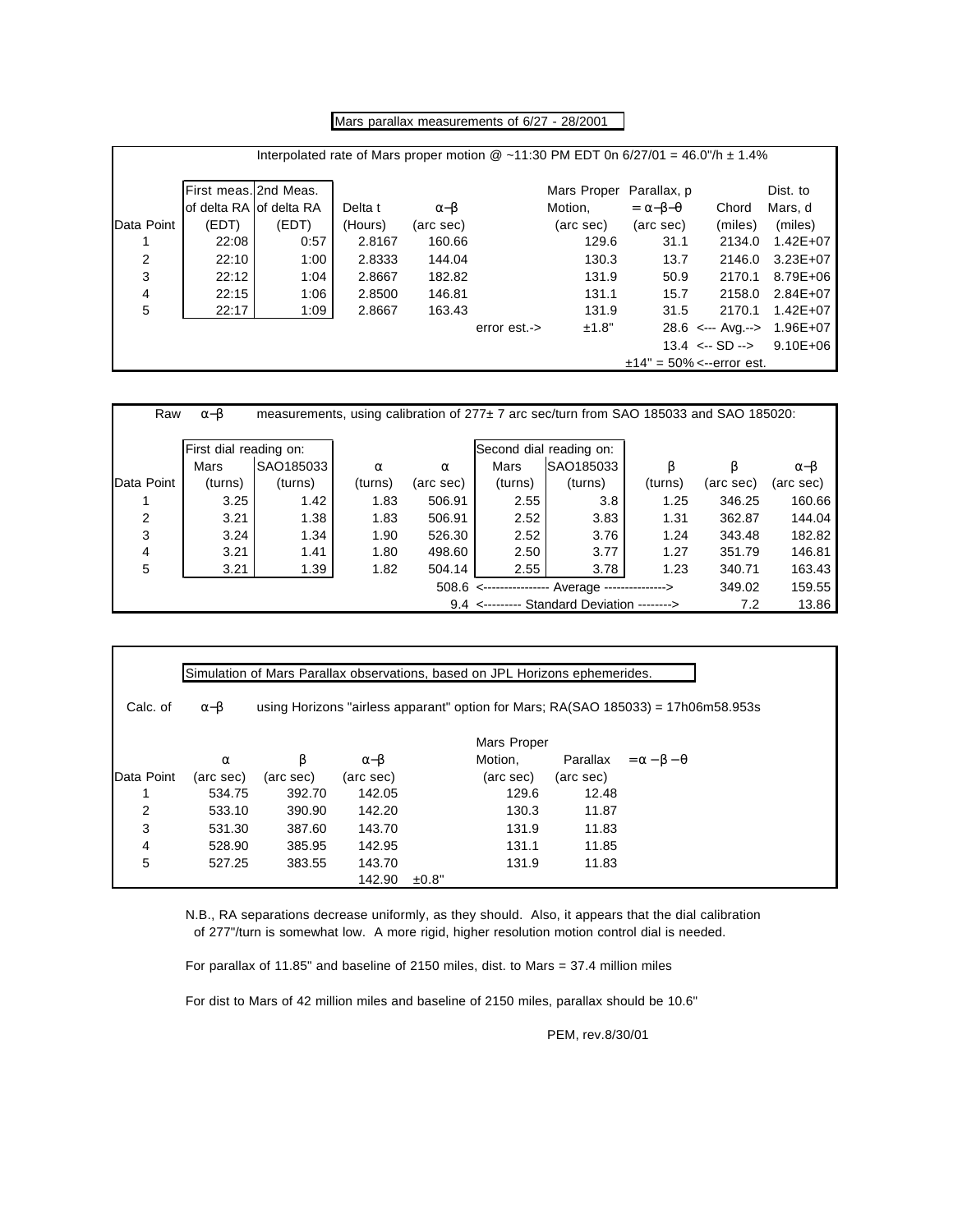Mars parallax measurements of 6/27 - 28/2001

Interpolated rate of Mars proper motion @ ~11:30 PM EDT 0n 6/27/01 = 46.0"/h ± 1.4%

| Data Point | First meas. of delta RA (EDT) | 2nd Meas. of delta RA (EDT) | Delta t (Hours) | $\alpha-\beta$ (arc sec) | | Mars Proper Motion, (arc sec) | Parallax, p $= \alpha-\beta-\theta$ (arc sec) | Chord (miles) | Dist. to Mars, d (miles) |
|---|---|---|---|---|---|---|---|---|---|
| 1 | 22:08 | 0:57 | 2.8167 | 160.66 | | 129.6 | 31.1 | 2134.0 | 1.42E+07 |
| 2 | 22:10 | 1:00 | 2.8333 | 144.04 | | 130.3 | 13.7 | 2146.0 | 3.23E+07 |
| 3 | 22:12 | 1:04 | 2.8667 | 182.82 | | 131.9 | 50.9 | 2170.1 | 8.79E+06 |
| 4 | 22:15 | 1:06 | 2.8500 | 146.81 | | 131.1 | 15.7 | 2158.0 | 2.84E+07 |
| 5 | 22:17 | 1:09 | 2.8667 | 163.43 | | 131.9 | 31.5 | 2170.1 | 1.42E+07 |
| | | | | | error est.-> | ±1.8" | 28.6 | <--- Avg.--> | 1.96E+07 |
| | | | | | | | 13.4 | <-- SD --> | 9.10E+06 |
| | | | | | | | ±14" = 50% | <--error est. | |

Raw $\alpha-\beta$ measurements, using calibration of 277± 7 arc sec/turn from SAO 185033 and SAO 185020:

| Data Point | First dial reading on: Mars (turns) | SAO185033 (turns) | $\alpha$ (turns) | $\alpha$ (arc sec) | Second dial reading on: Mars (turns) | SAO185033 (turns) | $\beta$ (turns) | $\beta$ (arc sec) | $\alpha-\beta$ (arc sec) |
|---|---|---|---|---|---|---|---|---|---|
| 1 | 3.25 | 1.42 | 1.83 | 506.91 | 2.55 | 3.8 | 1.25 | 346.25 | 160.66 |
| 2 | 3.21 | 1.38 | 1.83 | 506.91 | 2.52 | 3.83 | 1.31 | 362.87 | 144.04 |
| 3 | 3.24 | 1.34 | 1.90 | 526.30 | 2.52 | 3.76 | 1.24 | 343.48 | 182.82 |
| 4 | 3.21 | 1.41 | 1.80 | 498.60 | 2.50 | 3.77 | 1.27 | 351.79 | 146.81 |
| 5 | 3.21 | 1.39 | 1.82 | 504.14 | 2.55 | 3.78 | 1.23 | 340.71 | 163.43 |
| | | | | 508.6 | <---------------- Average | ---------------> | | 349.02 | 159.55 |
| | | | | 9.4 | <--------- Standard Deviation | --------> | | 7.2 | 13.86 |

Simulation of Mars Parallax observations, based on JPL Horizons ephemerides.

Calc. of $\alpha-\beta$ using Horizons "airless apparant" option for Mars; RA(SAO 185033) = 17h06m58.953s

| Data Point | $\alpha$ (arc sec) | $\beta$ (arc sec) | $\alpha-\beta$ (arc sec) | | Mars Proper Motion, (arc sec) | Parallax (arc sec) | $=\alpha-\beta-\theta$ |
|---|---|---|---|---|---|---|---|
| 1 | 534.75 | 392.70 | 142.05 | | 129.6 | 12.48 | |
| 2 | 533.10 | 390.90 | 142.20 | | 130.3 | 11.87 | |
| 3 | 531.30 | 387.60 | 143.70 | | 131.9 | 11.83 | |
| 4 | 528.90 | 385.95 | 142.95 | | 131.1 | 11.85 | |
| 5 | 527.25 | 383.55 | 143.70 | | 131.9 | 11.83 | |
| | | | 142.90 | ±0.8" | | | |

N.B., RA separations decrease uniformly, as they should. Also, it appears that the dial calibration of 277"/turn is somewhat low. A more rigid, higher resolution motion control dial is needed.

For parallax of 11.85" and baseline of 2150 miles, dist. to Mars = 37.4 million miles

For dist to Mars of 42 million miles and baseline of 2150 miles, parallax should be 10.6"

PEM, rev.8/30/01